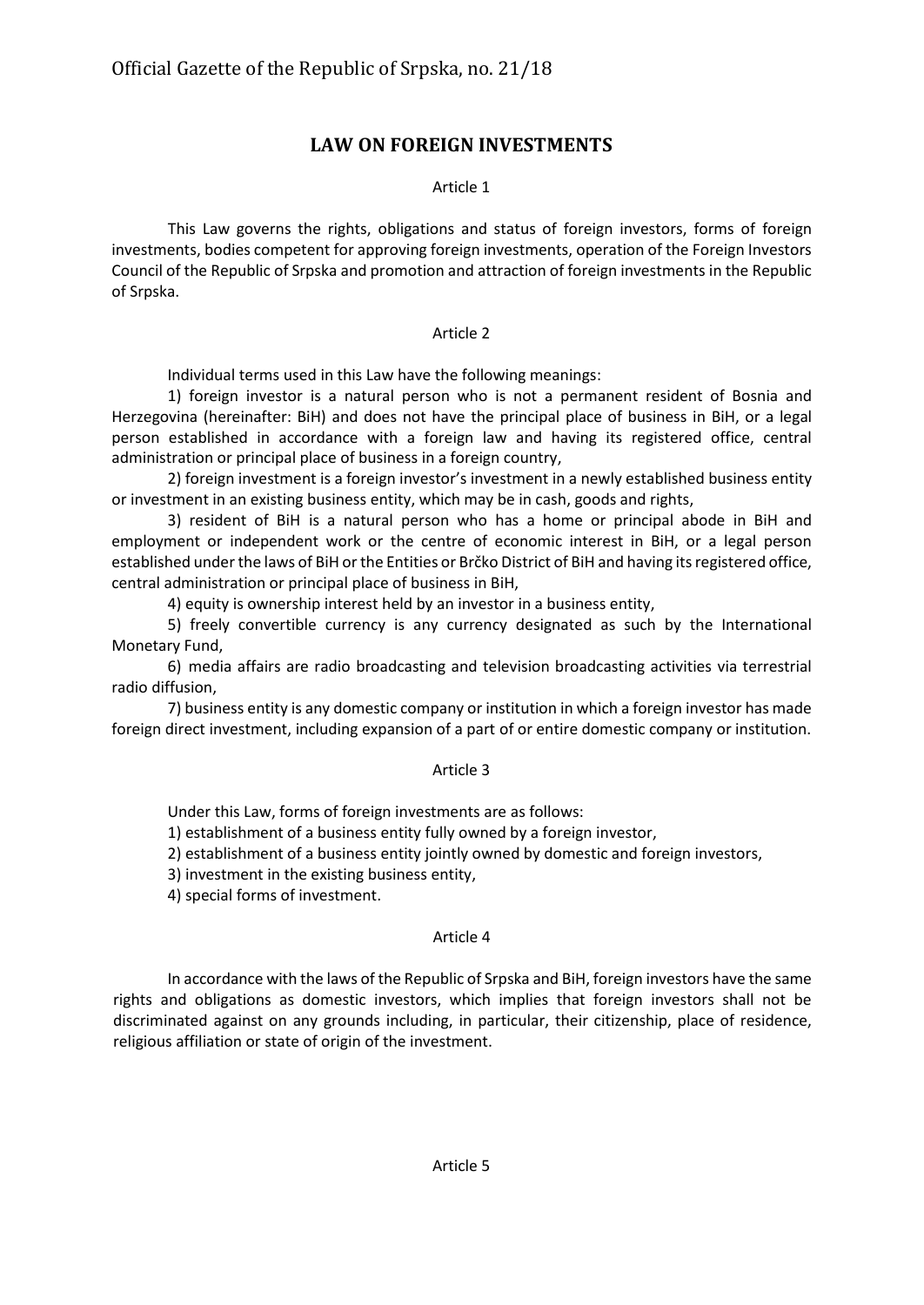Official Gazette of the Republic of Srpska, no. 21/18

# LAW ON FOREIGN INVESTMENTS

Article 1

This Law governs the rights, obligations and status of foreign investors, forms of foreign investments, bodies competent for approving foreign investments, operation of the Foreign Investors Council of the Republic of Srpska and promotion and attraction of foreign investments in the Republic of Srpska.

Article 2

Individual terms used in this Law have the following meanings:

1) foreign investor is a natural person who is not a permanent resident of Bosnia and Herzegovina (hereinafter: BiH) and does not have the principal place of business in BiH, or a legal person established in accordance with a foreign law and having its registered office, central administration or principal place of business in a foreign country,

2) foreign investment is a foreign investor's investment in a newly established business entity or investment in an existing business entity, which may be in cash, goods and rights,

3) resident of BiH is a natural person who has a home or principal abode in BiH and employment or independent work or the centre of economic interest in BiH, or a legal person established under the laws of BiH or the Entities or Brčko District of BiH and having its registered office, central administration or principal place of business in BiH,

4) equity is ownership interest held by an investor in a business entity,

5) freely convertible currency is any currency designated as such by the International Monetary Fund,

6) media affairs are radio broadcasting and television broadcasting activities via terrestrial radio diffusion,

7) business entity is any domestic company or institution in which a foreign investor has made foreign direct investment, including expansion of a part of or entire domestic company or institution.

Article 3

Under this Law, forms of foreign investments are as follows:

1) establishment of a business entity fully owned by a foreign investor,

2) establishment of a business entity jointly owned by domestic and foreign investors,

3) investment in the existing business entity,

4) special forms of investment.

Article 4

In accordance with the laws of the Republic of Srpska and BiH, foreign investors have the same rights and obligations as domestic investors, which implies that foreign investors shall not be discriminated against on any grounds including, in particular, their citizenship, place of residence, religious affiliation or state of origin of the investment.

Article 5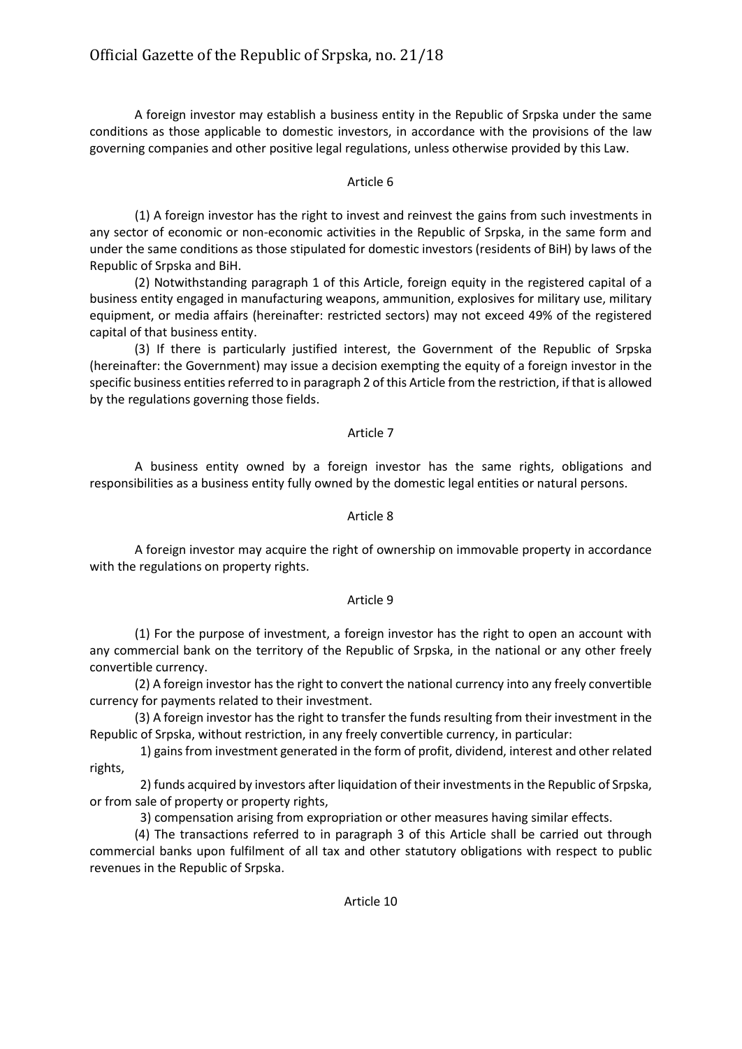A foreign investor may establish a business entity in the Republic of Srpska under the same conditions as those applicable to domestic investors, in accordance with the provisions of the law governing companies and other positive legal regulations, unless otherwise provided by this Law.

Article 6

(1) A foreign investor has the right to invest and reinvest the gains from such investments in any sector of economic or non-economic activities in the Republic of Srpska, in the same form and under the same conditions as those stipulated for domestic investors (residents of BiH) by laws of the Republic of Srpska and BiH.

(2) Notwithstanding paragraph 1 of this Article, foreign equity in the registered capital of a business entity engaged in manufacturing weapons, ammunition, explosives for military use, military equipment, or media affairs (hereinafter: restricted sectors) may not exceed 49% of the registered capital of that business entity.

(3) If there is particularly justified interest, the Government of the Republic of Srpska (hereinafter: the Government) may issue a decision exempting the equity of a foreign investor in the specific business entities referred to in paragraph 2 of this Article from the restriction, if that is allowed by the regulations governing those fields.

Article 7

A business entity owned by a foreign investor has the same rights, obligations and responsibilities as a business entity fully owned by the domestic legal entities or natural persons.

Article 8

A foreign investor may acquire the right of ownership on immovable property in accordance with the regulations on property rights.

Article 9

(1) For the purpose of investment, a foreign investor has the right to open an account with any commercial bank on the territory of the Republic of Srpska, in the national or any other freely convertible currency.

(2) A foreign investor has the right to convert the national currency into any freely convertible currency for payments related to their investment.

(3) A foreign investor has the right to transfer the funds resulting from their investment in the Republic of Srpska, without restriction, in any freely convertible currency, in particular:

1) gains from investment generated in the form of profit, dividend, interest and other related rights,

2) funds acquired by investors after liquidation of their investments in the Republic of Srpska, or from sale of property or property rights,

3) compensation arising from expropriation or other measures having similar effects.

(4) The transactions referred to in paragraph 3 of this Article shall be carried out through commercial banks upon fulfilment of all tax and other statutory obligations with respect to public revenues in the Republic of Srpska.

Article 10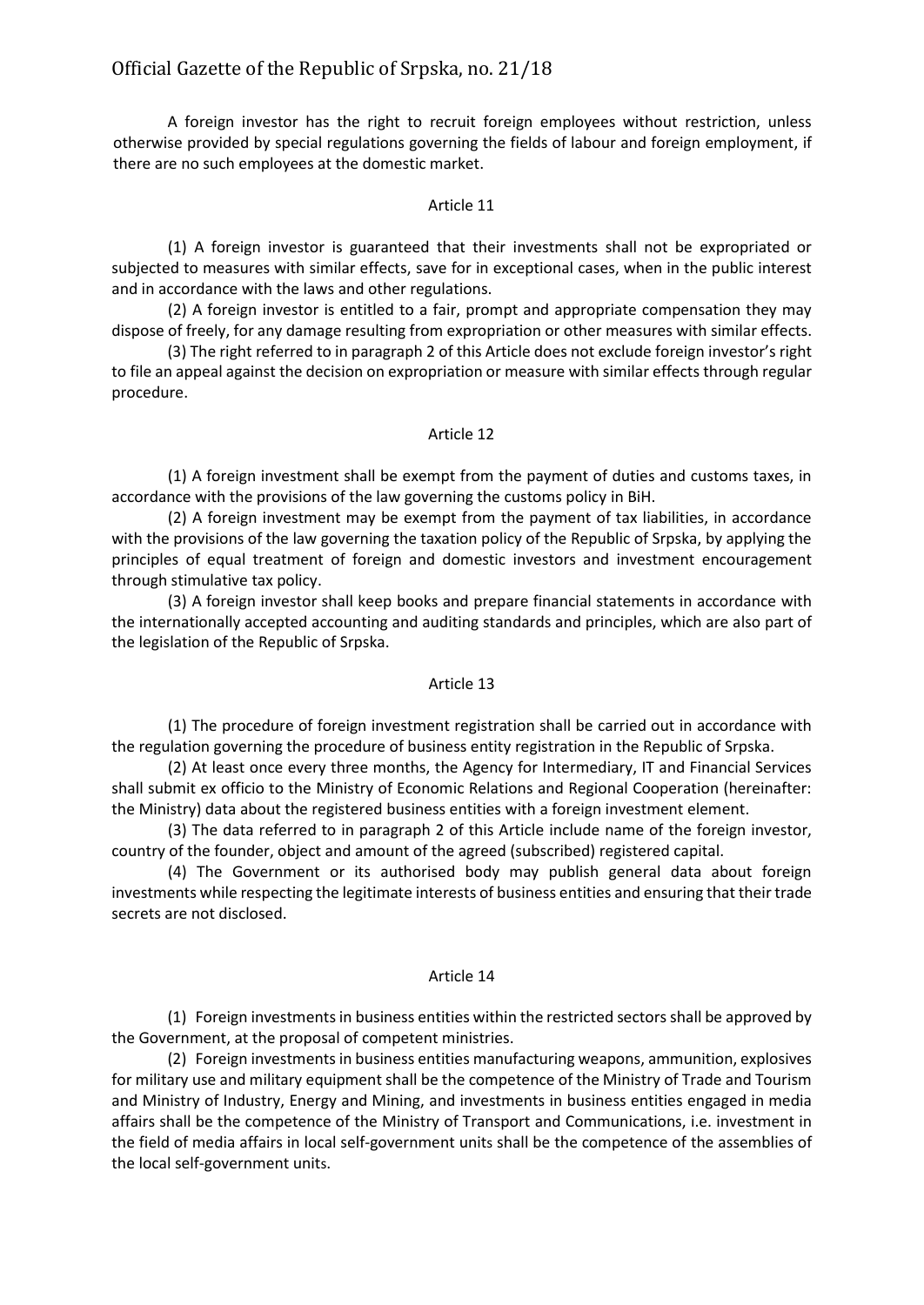A foreign investor has the right to recruit foreign employees without restriction, unless otherwise provided by special regulations governing the fields of labour and foreign employment, if there are no such employees at the domestic market.

### Article 11

(1) A foreign investor is guaranteed that their investments shall not be expropriated or subjected to measures with similar effects, save for in exceptional cases, when in the public interest and in accordance with the laws and other regulations.

(2) A foreign investor is entitled to a fair, prompt and appropriate compensation they may dispose of freely, for any damage resulting from expropriation or other measures with similar effects.

(3) The right referred to in paragraph 2 of this Article does not exclude foreign investor's right to file an appeal against the decision on expropriation or measure with similar effects through regular procedure.

### Article 12

(1) A foreign investment shall be exempt from the payment of duties and customs taxes, in accordance with the provisions of the law governing the customs policy in BiH.

(2) A foreign investment may be exempt from the payment of tax liabilities, in accordance with the provisions of the law governing the taxation policy of the Republic of Srpska, by applying the principles of equal treatment of foreign and domestic investors and investment encouragement through stimulative tax policy.

(3) A foreign investor shall keep books and prepare financial statements in accordance with the internationally accepted accounting and auditing standards and principles, which are also part of the legislation of the Republic of Srpska.

### Article 13

(1) The procedure of foreign investment registration shall be carried out in accordance with the regulation governing the procedure of business entity registration in the Republic of Srpska.

(2) At least once every three months, the Agency for Intermediary, IT and Financial Services shall submit ex officio to the Ministry of Economic Relations and Regional Cooperation (hereinafter: the Ministry) data about the registered business entities with a foreign investment element.

(3) The data referred to in paragraph 2 of this Article include name of the foreign investor, country of the founder, object and amount of the agreed (subscribed) registered capital.

(4) The Government or its authorised body may publish general data about foreign investments while respecting the legitimate interests of business entities and ensuring that their trade secrets are not disclosed.

### Article 14

(1) Foreign investments in business entities within the restricted sectors shall be approved by the Government, at the proposal of competent ministries.

(2) Foreign investments in business entities manufacturing weapons, ammunition, explosives for military use and military equipment shall be the competence of the Ministry of Trade and Tourism and Ministry of Industry, Energy and Mining, and investments in business entities engaged in media affairs shall be the competence of the Ministry of Transport and Communications, i.e. investment in the field of media affairs in local self-government units shall be the competence of the assemblies of the local self-government units.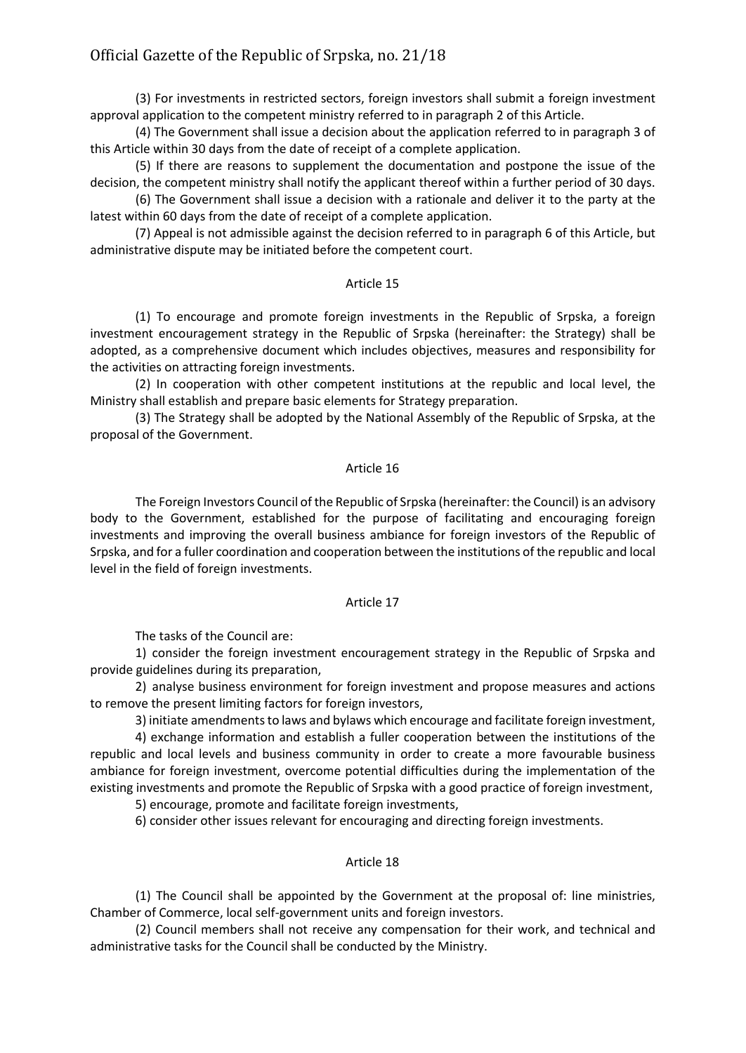(3) For investments in restricted sectors, foreign investors shall submit a foreign investment approval application to the competent ministry referred to in paragraph 2 of this Article.

(4) The Government shall issue a decision about the application referred to in paragraph 3 of this Article within 30 days from the date of receipt of a complete application.

(5) If there are reasons to supplement the documentation and postpone the issue of the decision, the competent ministry shall notify the applicant thereof within a further period of 30 days.

(6) The Government shall issue a decision with a rationale and deliver it to the party at the latest within 60 days from the date of receipt of a complete application.

(7) Appeal is not admissible against the decision referred to in paragraph 6 of this Article, but administrative dispute may be initiated before the competent court.

### Article 15

(1) To encourage and promote foreign investments in the Republic of Srpska, a foreign investment encouragement strategy in the Republic of Srpska (hereinafter: the Strategy) shall be adopted, as a comprehensive document which includes objectives, measures and responsibility for the activities on attracting foreign investments.

(2) In cooperation with other competent institutions at the republic and local level, the Ministry shall establish and prepare basic elements for Strategy preparation.

(3) The Strategy shall be adopted by the National Assembly of the Republic of Srpska, at the proposal of the Government.

### Article 16

The Foreign Investors Council of the Republic of Srpska (hereinafter: the Council) is an advisory body to the Government, established for the purpose of facilitating and encouraging foreign investments and improving the overall business ambiance for foreign investors of the Republic of Srpska, and for a fuller coordination and cooperation between the institutions of the republic and local level in the field of foreign investments.

### Article 17

The tasks of the Council are:

1) consider the foreign investment encouragement strategy in the Republic of Srpska and provide guidelines during its preparation,

2) analyse business environment for foreign investment and propose measures and actions to remove the present limiting factors for foreign investors,

3) initiate amendments to laws and bylaws which encourage and facilitate foreign investment,

4) exchange information and establish a fuller cooperation between the institutions of the republic and local levels and business community in order to create a more favourable business ambiance for foreign investment, overcome potential difficulties during the implementation of the existing investments and promote the Republic of Srpska with a good practice of foreign investment,

5) encourage, promote and facilitate foreign investments,

6) consider other issues relevant for encouraging and directing foreign investments.

### Article 18

(1) The Council shall be appointed by the Government at the proposal of: line ministries, Chamber of Commerce, local self-government units and foreign investors.

(2) Council members shall not receive any compensation for their work, and technical and administrative tasks for the Council shall be conducted by the Ministry.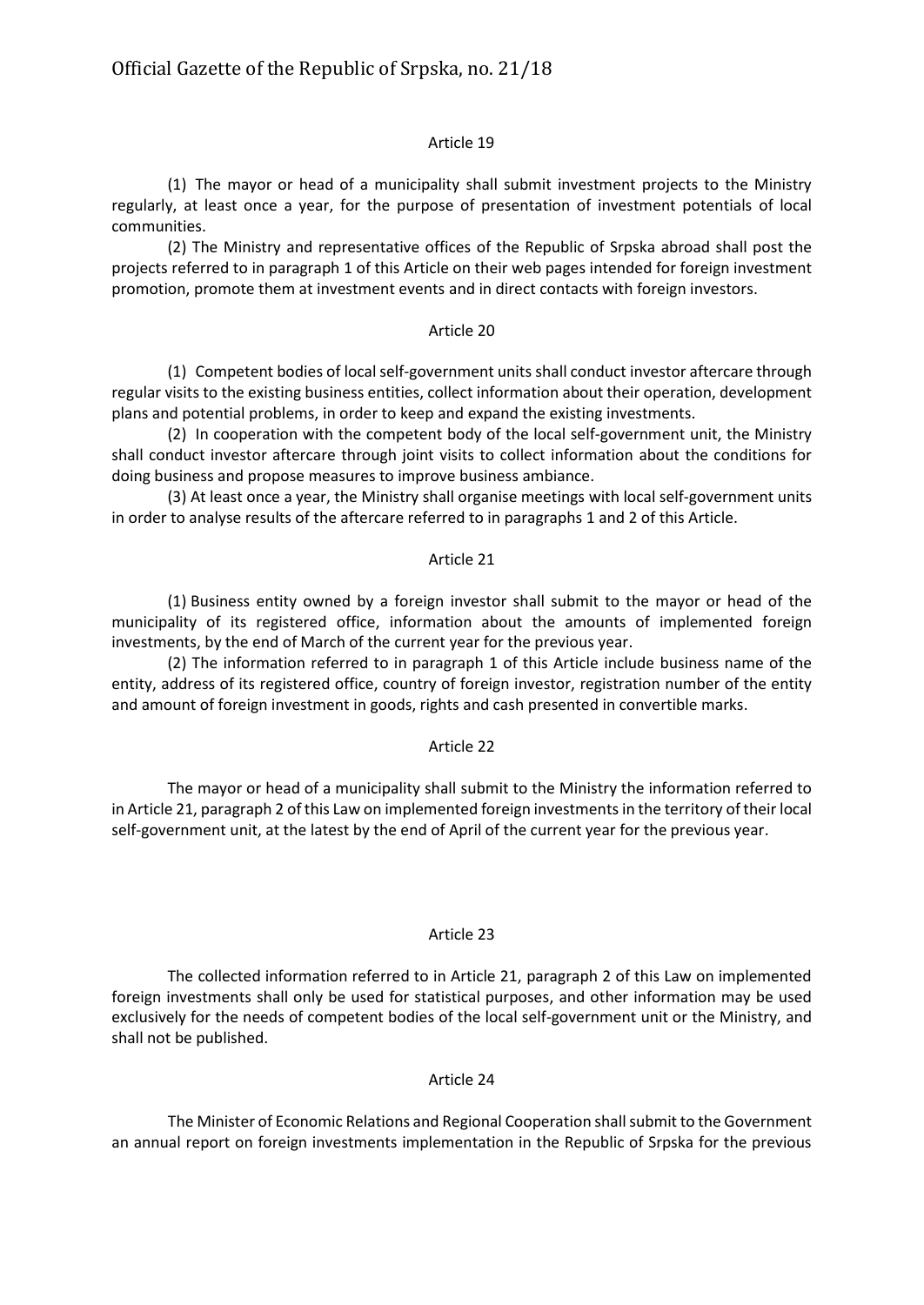Article 19

(1) The mayor or head of a municipality shall submit investment projects to the Ministry regularly, at least once a year, for the purpose of presentation of investment potentials of local communities.

(2) The Ministry and representative offices of the Republic of Srpska abroad shall post the projects referred to in paragraph 1 of this Article on their web pages intended for foreign investment promotion, promote them at investment events and in direct contacts with foreign investors.

Article 20

(1) Competent bodies of local self-government units shall conduct investor aftercare through regular visits to the existing business entities, collect information about their operation, development plans and potential problems, in order to keep and expand the existing investments.

(2) In cooperation with the competent body of the local self-government unit, the Ministry shall conduct investor aftercare through joint visits to collect information about the conditions for doing business and propose measures to improve business ambiance.

(3) At least once a year, the Ministry shall organise meetings with local self-government units in order to analyse results of the aftercare referred to in paragraphs 1 and 2 of this Article.

Article 21

(1) Business entity owned by a foreign investor shall submit to the mayor or head of the municipality of its registered office, information about the amounts of implemented foreign investments, by the end of March of the current year for the previous year.

(2) The information referred to in paragraph 1 of this Article include business name of the entity, address of its registered office, country of foreign investor, registration number of the entity and amount of foreign investment in goods, rights and cash presented in convertible marks.

Article 22

The mayor or head of a municipality shall submit to the Ministry the information referred to in Article 21, paragraph 2 of this Law on implemented foreign investments in the territory of their local self-government unit, at the latest by the end of April of the current year for the previous year.

Article 23

The collected information referred to in Article 21, paragraph 2 of this Law on implemented foreign investments shall only be used for statistical purposes, and other information may be used exclusively for the needs of competent bodies of the local self-government unit or the Ministry, and shall not be published.

Article 24

The Minister of Economic Relations and Regional Cooperation shall submit to the Government an annual report on foreign investments implementation in the Republic of Srpska for the previous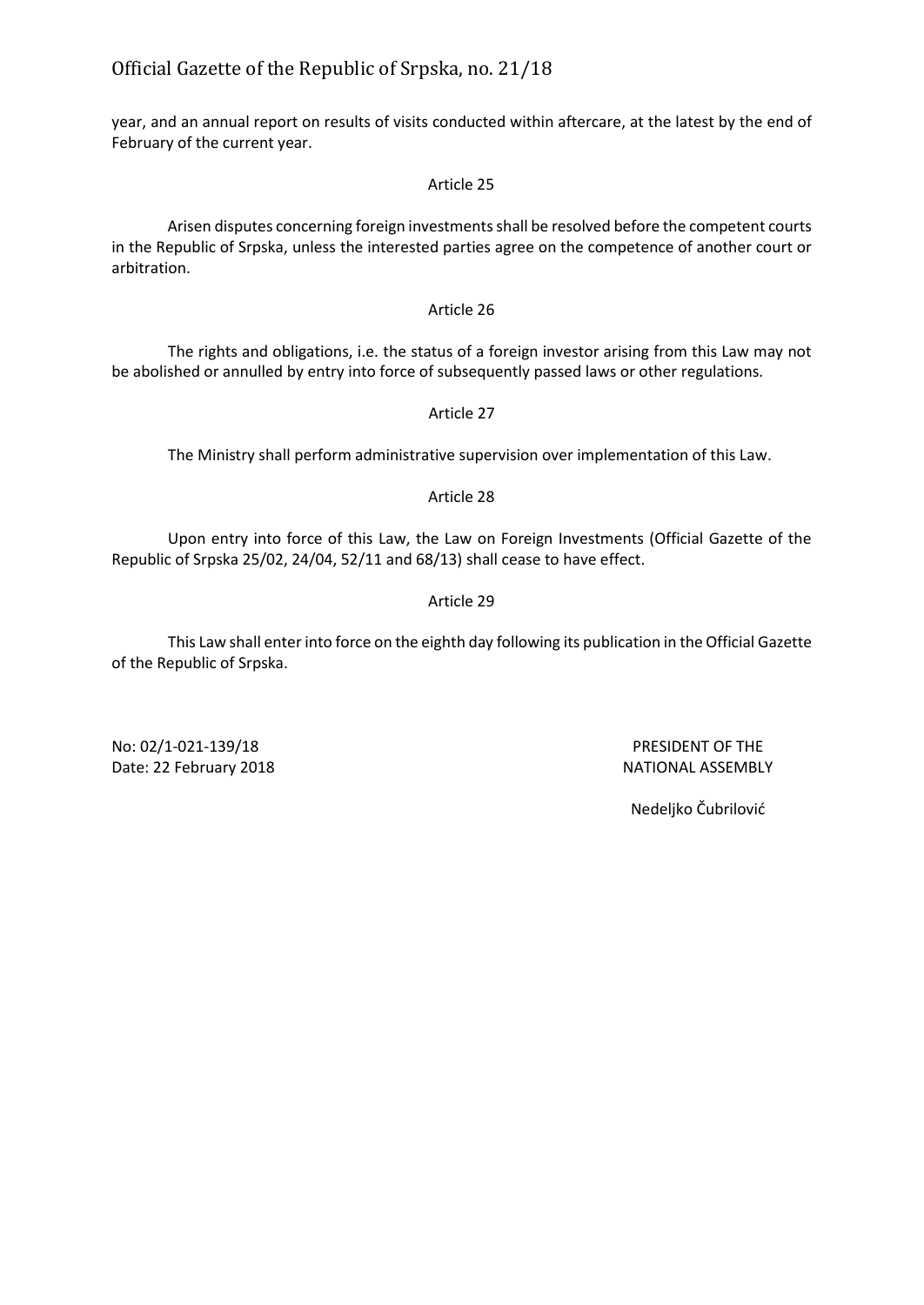year, and an annual report on results of visits conducted within aftercare, at the latest by the end of February of the current year.

Article 25

Arisen disputes concerning foreign investments shall be resolved before the competent courts in the Republic of Srpska, unless the interested parties agree on the competence of another court or arbitration.

Article 26

The rights and obligations, i.e. the status of a foreign investor arising from this Law may not be abolished or annulled by entry into force of subsequently passed laws or other regulations.

Article 27

The Ministry shall perform administrative supervision over implementation of this Law.

Article 28

Upon entry into force of this Law, the Law on Foreign Investments (Official Gazette of the Republic of Srpska 25/02, 24/04, 52/11 and 68/13) shall cease to have effect.

Article 29

This Law shall enter into force on the eighth day following its publication in the Official Gazette of the Republic of Srpska.

No: 02/1-021-139/18
Date: 22 February 2018

PRESIDENT OF THE
NATIONAL ASSEMBLY

Nedeljko Čubrilović